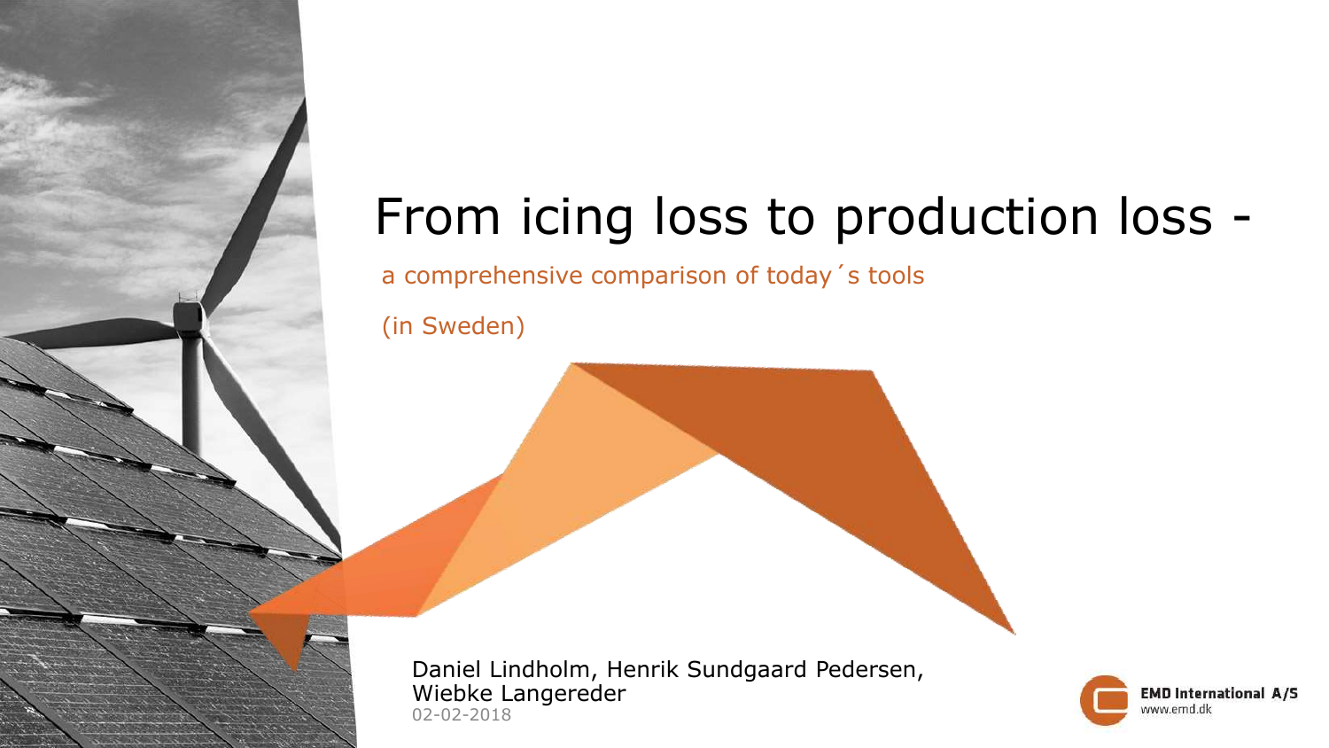# From icing loss to production loss -

a comprehensive comparison of today´s tools

(in Sweden)

Daniel Lindholm, Henrik Sundgaard Pedersen, Wiebke Langereder

02-02-2018

EMD International A/S
www.emd.dk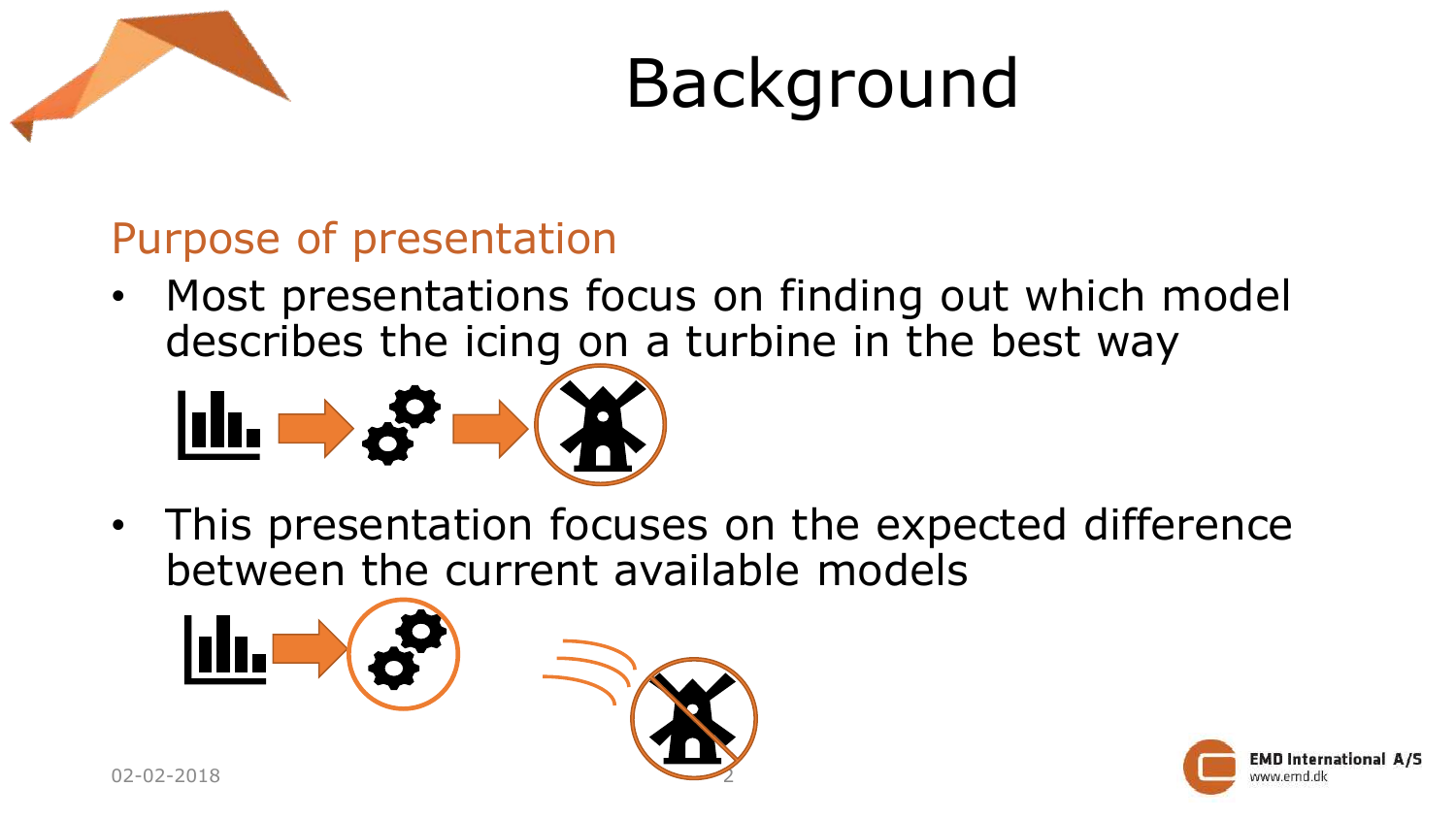# Background

## Purpose of presentation

- Most presentations focus on finding out which model describes the icing on a turbine in the best way
- This presentation focuses on the expected difference between the current available models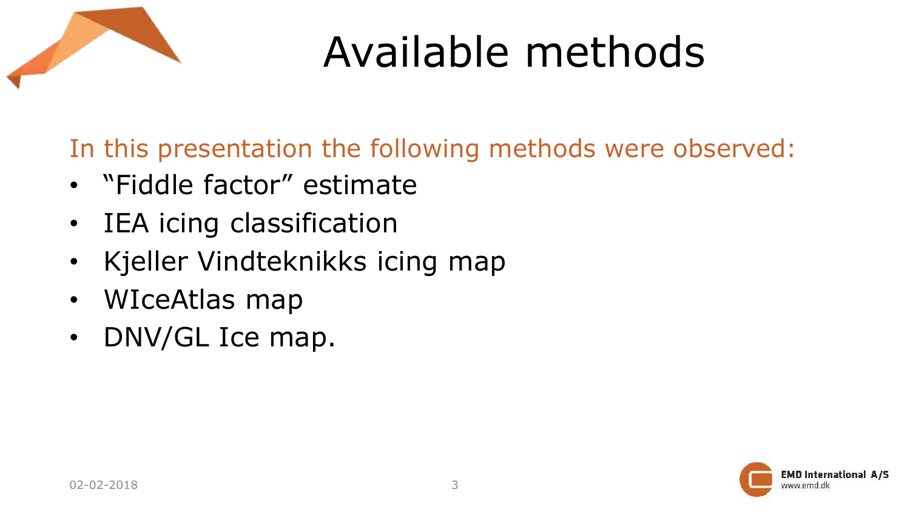# Available methods

In this presentation the following methods were observed:

- “Fiddle factor” estimate
- IEA icing classification
- Kjeller Vindteknikks icing map
- WIceAtlas map
- DNV/GL Ice map.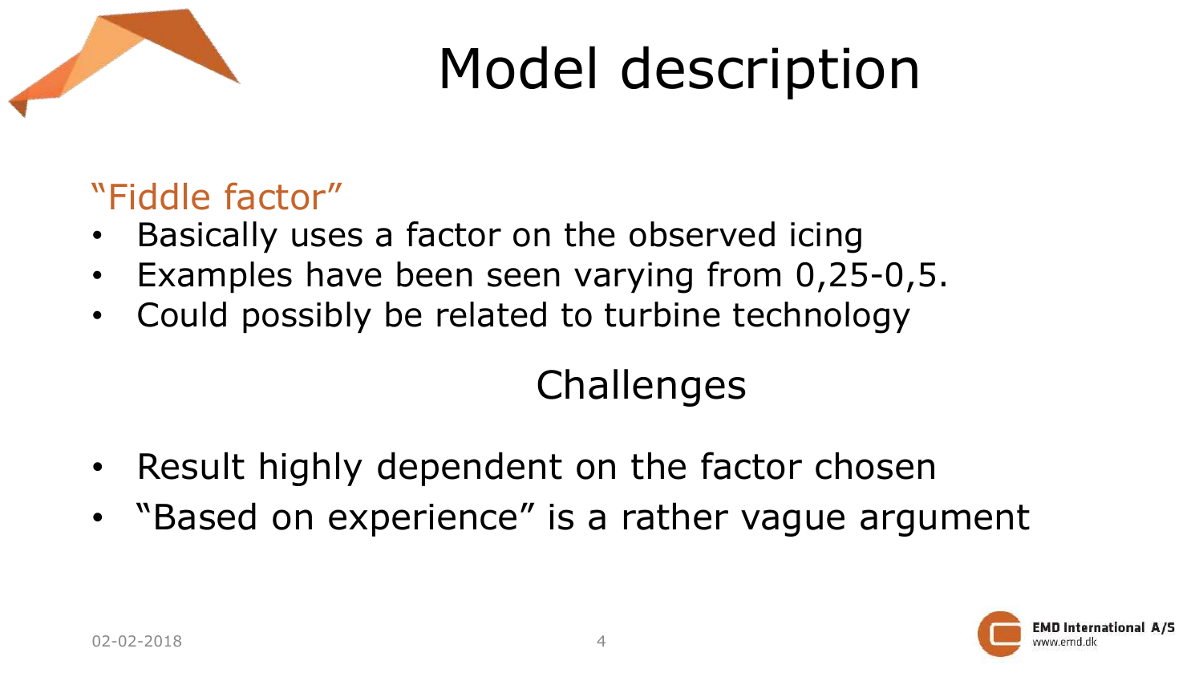# Model description

"Fiddle factor"

- Basically uses a factor on the observed icing
- Examples have been seen varying from 0,25-0,5.
- Could possibly be related to turbine technology

## Challenges

- Result highly dependent on the factor chosen
- "Based on experience" is a rather vague argument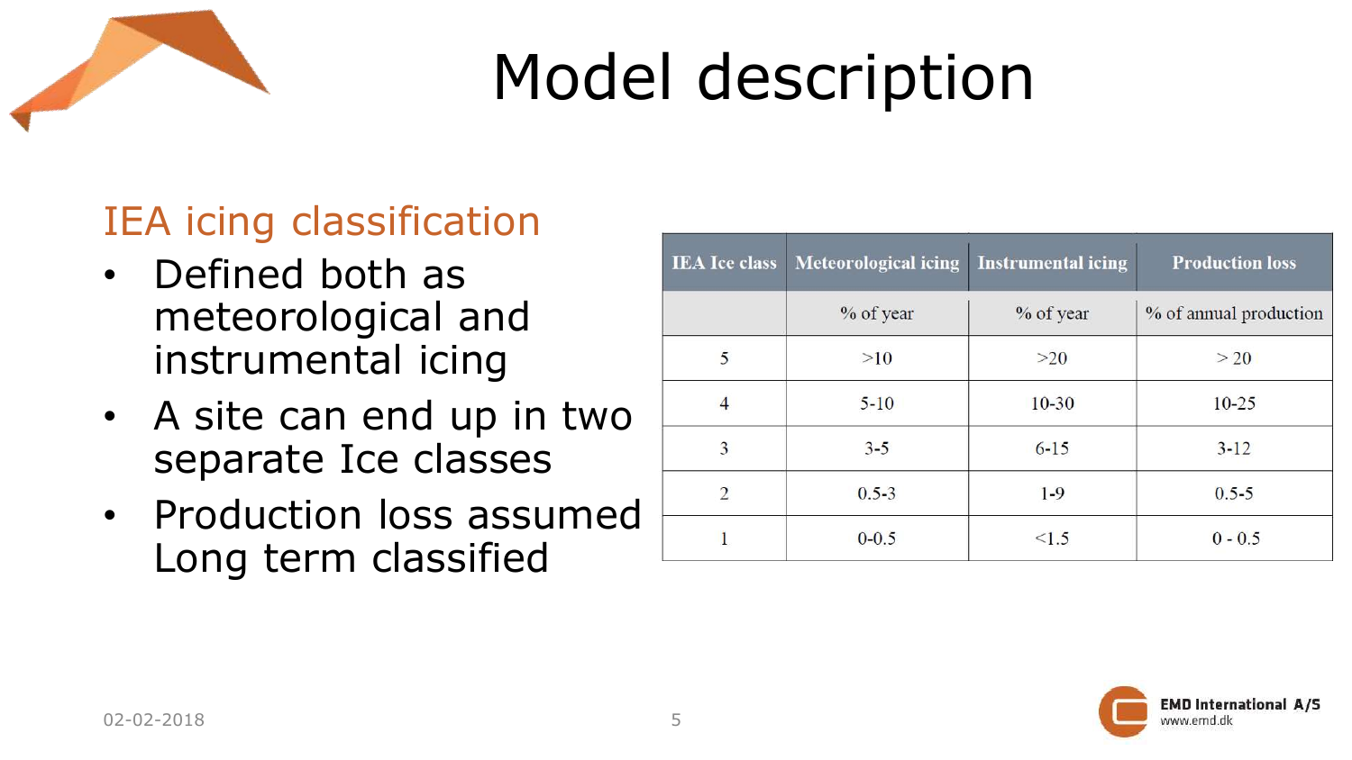# Model description

## IEA icing classification

- Defined both as meteorological and instrumental icing
- A site can end up in two separate Ice classes
- Production loss assumed Long term classified

| IEA Ice class | Meteorological icing | Instrumental icing | Production loss |
|---|---|---|---|
| | % of year | % of year | % of annual production |
| 5 | >10 | >20 | > 20 |
| 4 | 5-10 | 10-30 | 10-25 |
| 3 | 3-5 | 6-15 | 3-12 |
| 2 | 0.5-3 | 1-9 | 0.5-5 |
| 1 | 0-0.5 | <1.5 | 0 - 0.5 |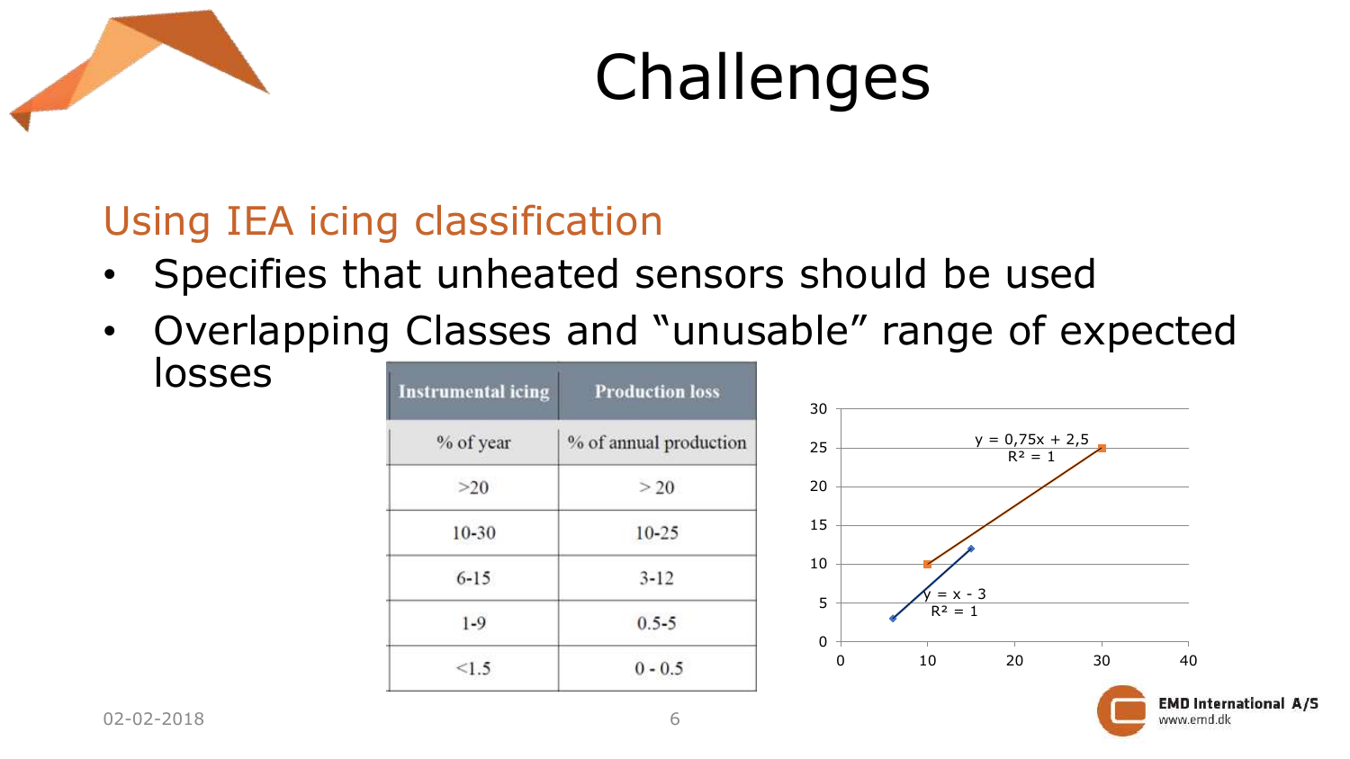# Challenges

## Using IEA icing classification

- Specifies that unheated sensors should be used
- Overlapping Classes and "unusable" range of expected losses

| Instrumental icing | Production loss |
|---|---|
| % of year | % of annual production |
| >20 | > 20 |
| 10-30 | 10-25 |
| 6-15 | 3-12 |
| 1-9 | 0.5-5 |
| <1.5 | 0 - 0.5 |

y = 0,75x + 2,5
$R^2$ = 1

y = x - 3
$R^2$ = 1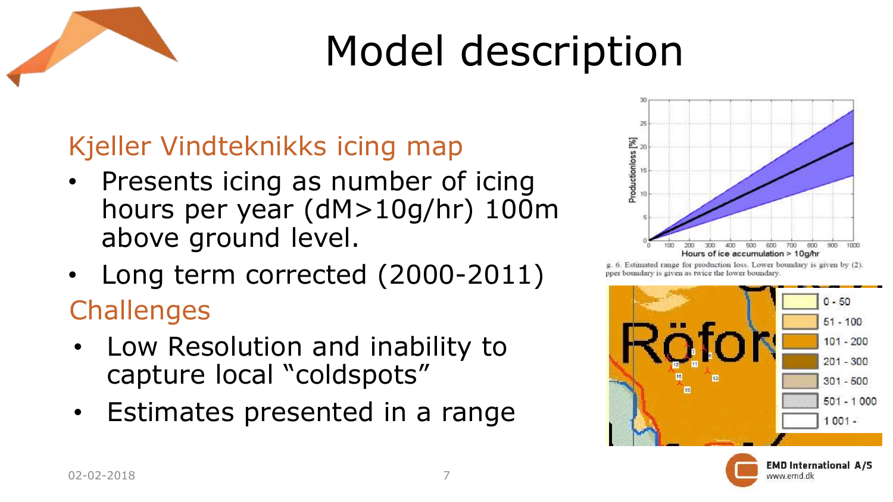# Model description

## Kjeller Vindteknikks icing map

- Presents icing as number of icing hours per year (dM>10g/hr) 100m above ground level.
- Long term corrected (2000-2011)

## Challenges

- Low Resolution and inability to capture local "coldspots"
- Estimates presented in a range

g. 6. Estimated range for production loss. Lower boundary is given by (2). pper boundary is given as twice the lower boundary.

| |
|---|
| 0 - 50 |
| 51 - 100 |
| 101 - 200 |
| 201 - 300 |
| 301 - 500 |
| 501 - 1 000 |
| 1 001 - |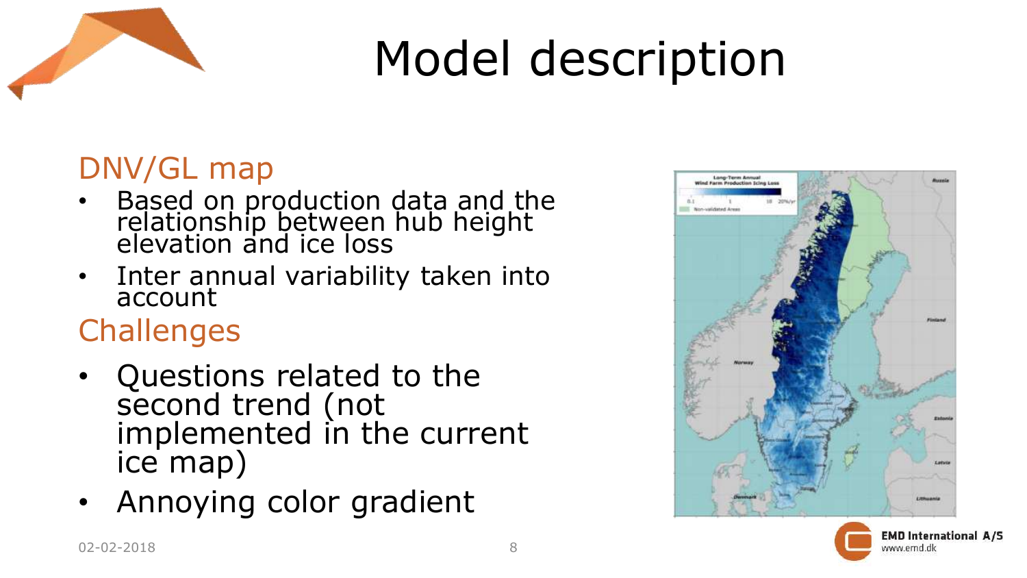# Model description

## DNV/GL map

- Based on production data and the relationship between hub height elevation and ice loss
- Inter annual variability taken into account

## Challenges

- Questions related to the second trend (not implemented in the current ice map)
- Annoying color gradient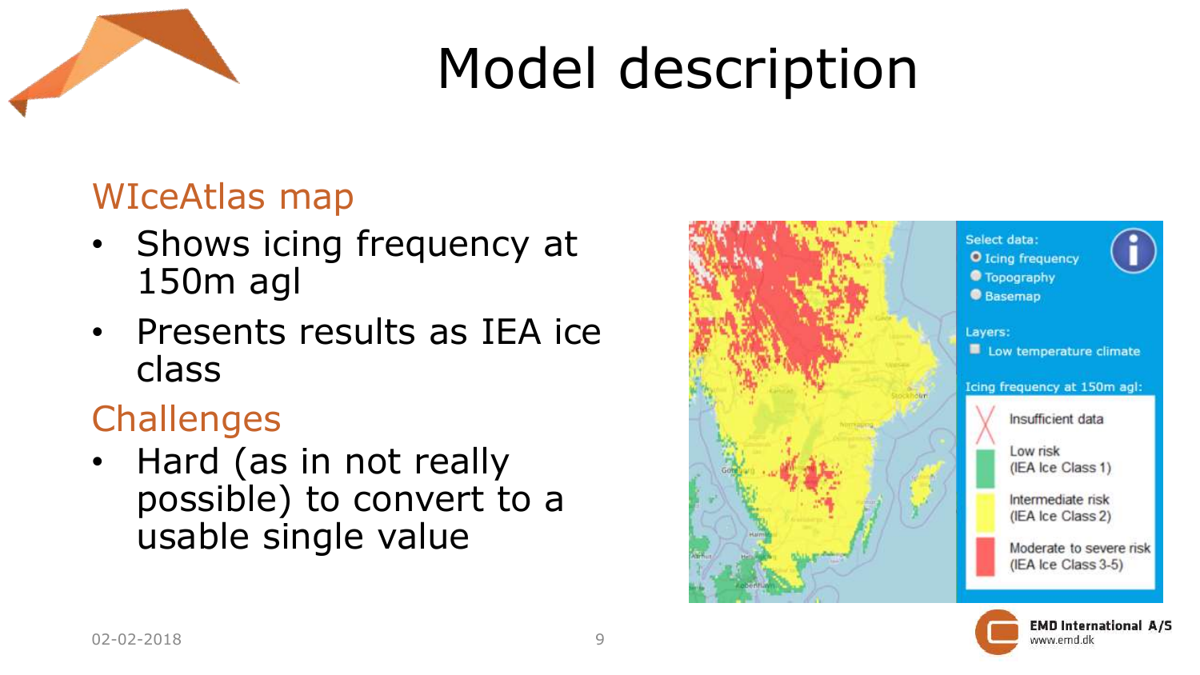# Model description

## WIceAtlas map

- Shows icing frequency at 150m agl
- Presents results as IEA ice class

## Challenges

- Hard (as in not really possible) to convert to a usable single value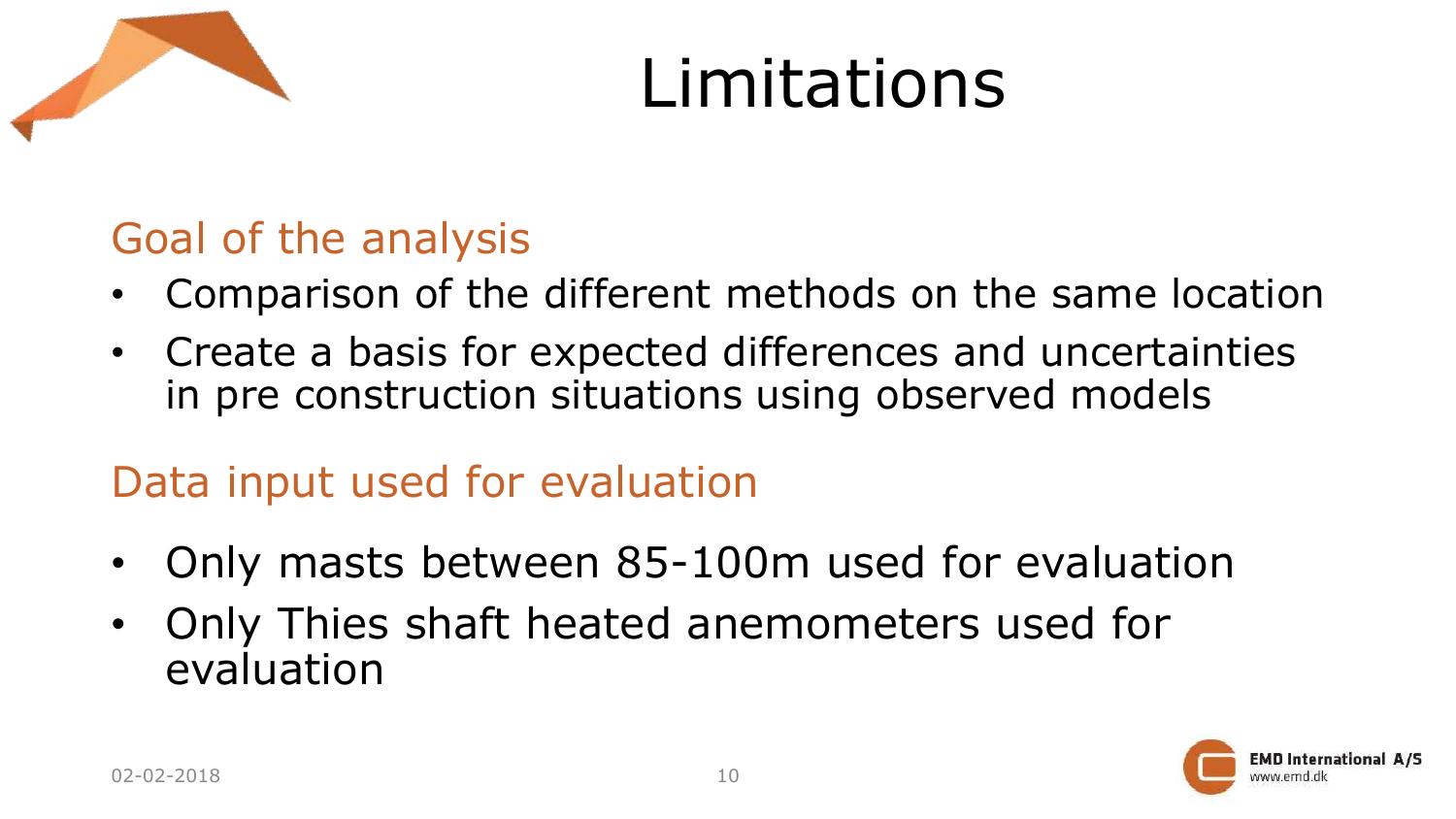# Limitations

## Goal of the analysis

- Comparison of the different methods on the same location
- Create a basis for expected differences and uncertainties in pre construction situations using observed models

## Data input used for evaluation

- Only masts between 85-100m used for evaluation
- Only Thies shaft heated anemometers used for evaluation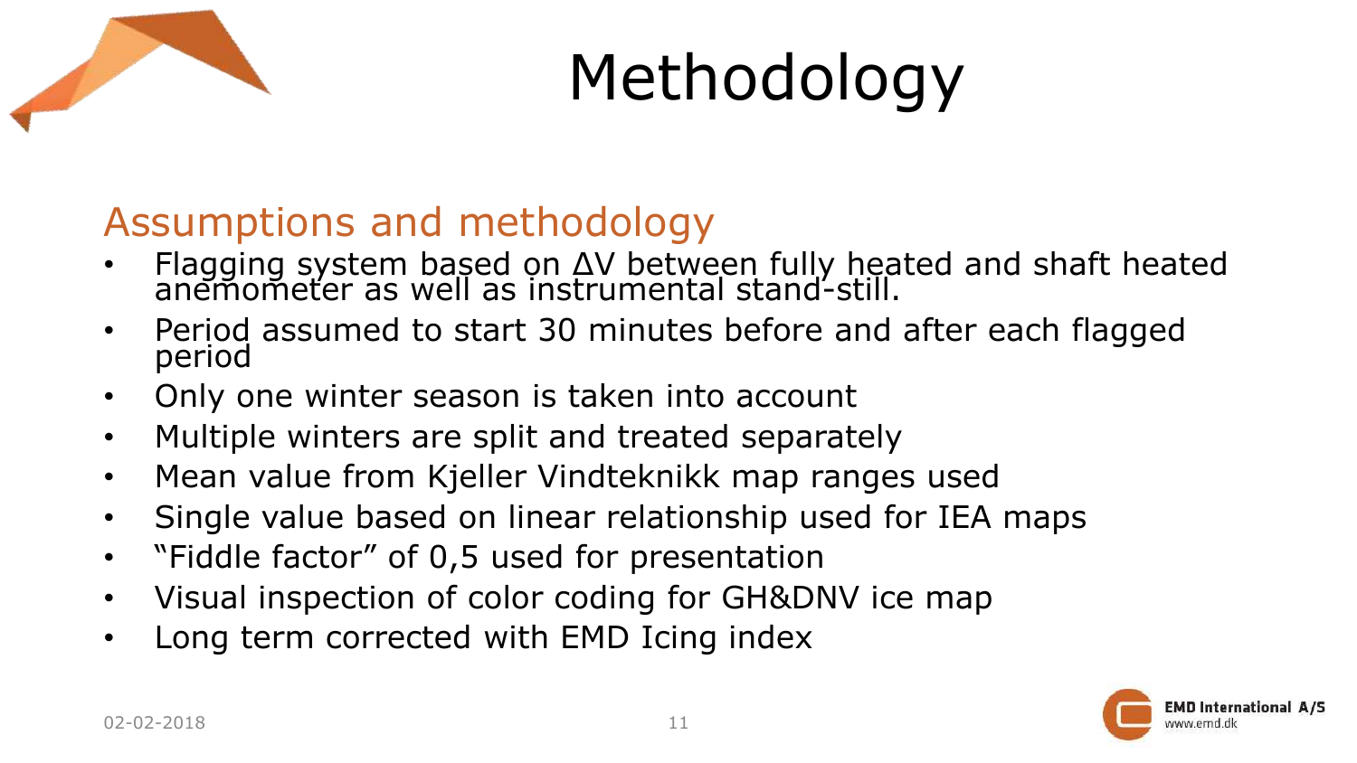# Methodology

## Assumptions and methodology

- Flagging system based on ΔV between fully heated and shaft heated anemometer as well as instrumental stand-still.
- Period assumed to start 30 minutes before and after each flagged period
- Only one winter season is taken into account
- Multiple winters are split and treated separately
- Mean value from Kjeller Vindteknikk map ranges used
- Single value based on linear relationship used for IEA maps
- "Fiddle factor" of 0,5 used for presentation
- Visual inspection of color coding for GH&DNV ice map
- Long term corrected with EMD Icing index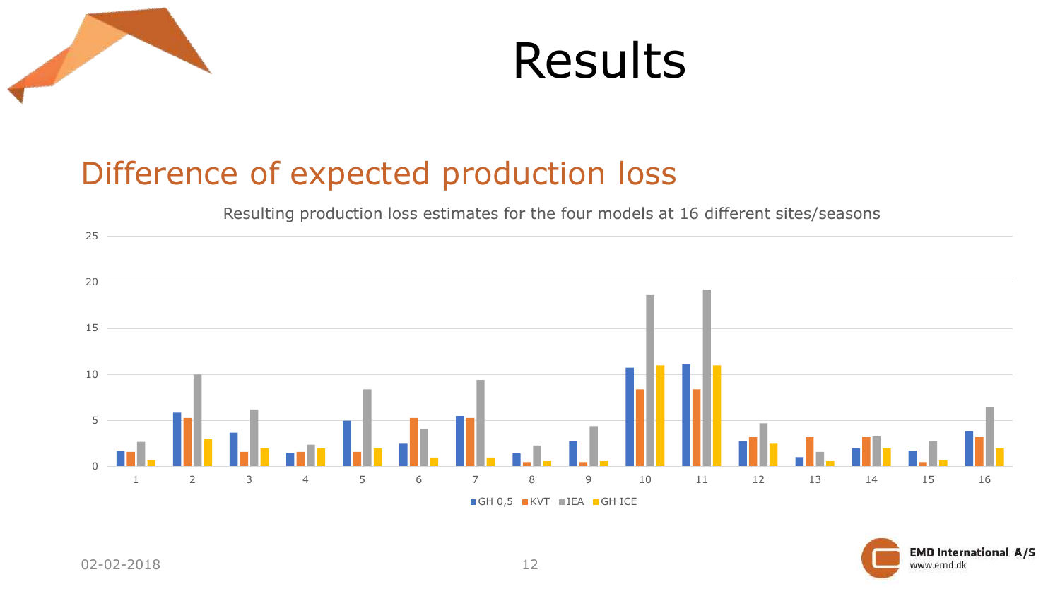# Results

## Difference of expected production loss

Resulting production loss estimates for the four models at 16 different sites/seasons

| Site/season | GH 0,5 | KVT | IEA | GH ICE |
|---|---|---|---|---|
| 1 | 1.7 | 1.6 | 2.7 | 0.7 |
| 2 | 5.8 | 5.3 | 10.0 | 3.0 |
| 3 | 3.7 | 1.6 | 6.2 | 2.0 |
| 4 | 1.5 | 1.6 | 2.4 | 2.0 |
| 5 | 5.0 | 1.6 | 8.4 | 2.0 |
| 6 | 2.5 | 5.3 | 4.1 | 1.0 |
| 7 | 5.5 | 5.3 | 9.4 | 1.0 |
| 8 | 1.4 | 0.5 | 2.3 | 0.6 |
| 9 | 2.8 | 0.5 | 4.4 | 0.6 |
| 10 | 10.7 | 8.4 | 18.6 | 11.0 |
| 11 | 11.1 | 8.4 | 19.2 | 11.0 |
| 12 | 2.8 | 3.2 | 4.7 | 2.5 |
| 13 | 1.0 | 3.2 | 1.6 | 0.6 |
| 14 | 2.0 | 3.2 | 3.3 | 2.0 |
| 15 | 1.8 | 0.5 | 2.8 | 0.7 |
| 16 | 3.8 | 3.2 | 6.5 | 2.0 |

*(Values approximated from bar chart)*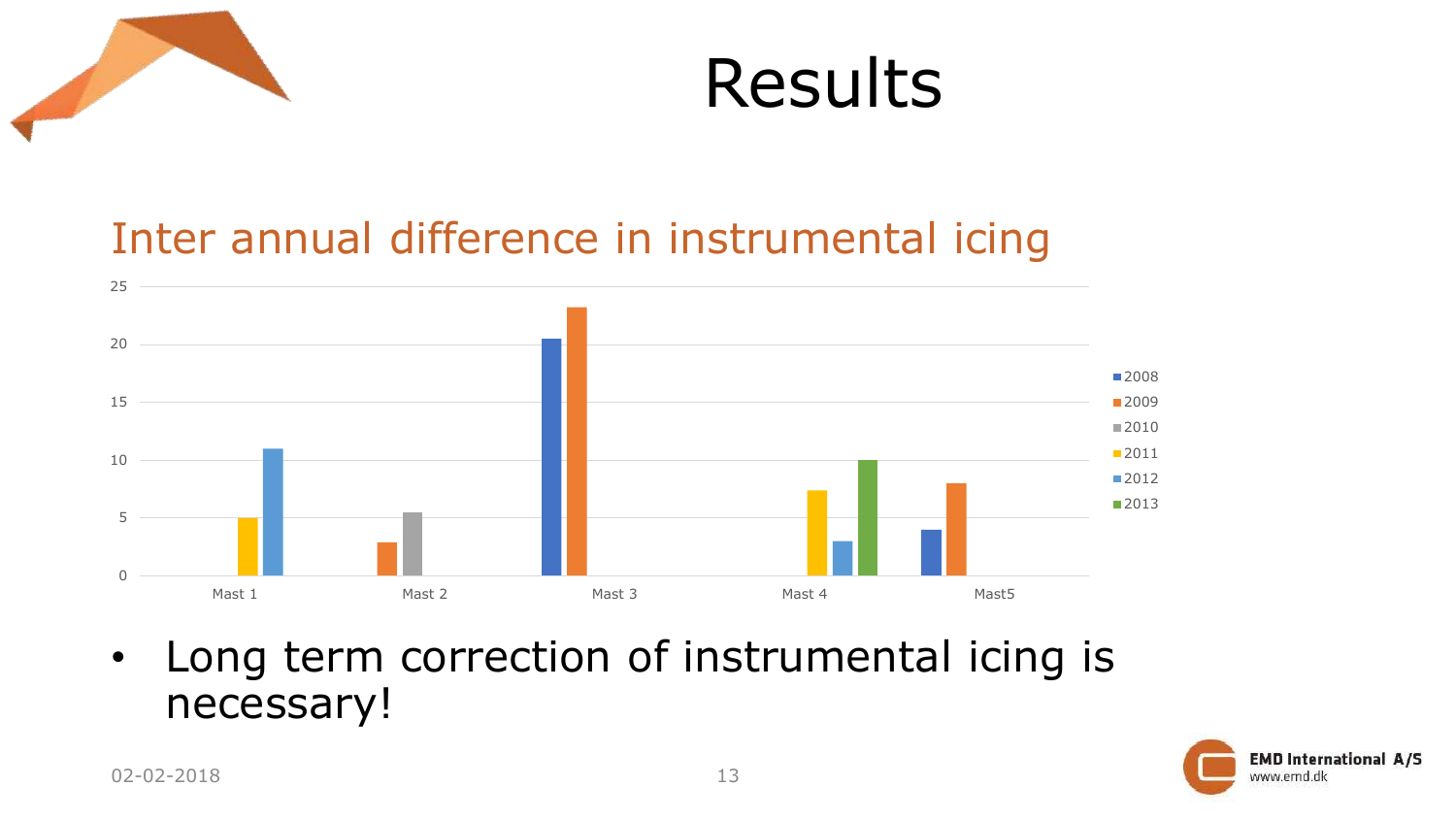# Results

## Inter annual difference in instrumental icing

| | 2008 | 2009 | 2010 | 2011 | 2012 | 2013 |
|---|---|---|---|---|---|---|
| Mast 1 | | | | 5 | 11 | |
| Mast 2 | | 2.9 | 5.5 | | | |
| Mast 3 | 20.5 | 23.2 | | | | |
| Mast 4 | | | | 7.4 | 3 | 10 |
| Mast5 | 4 | 8 | | | | |

- Long term correction of instrumental icing is necessary!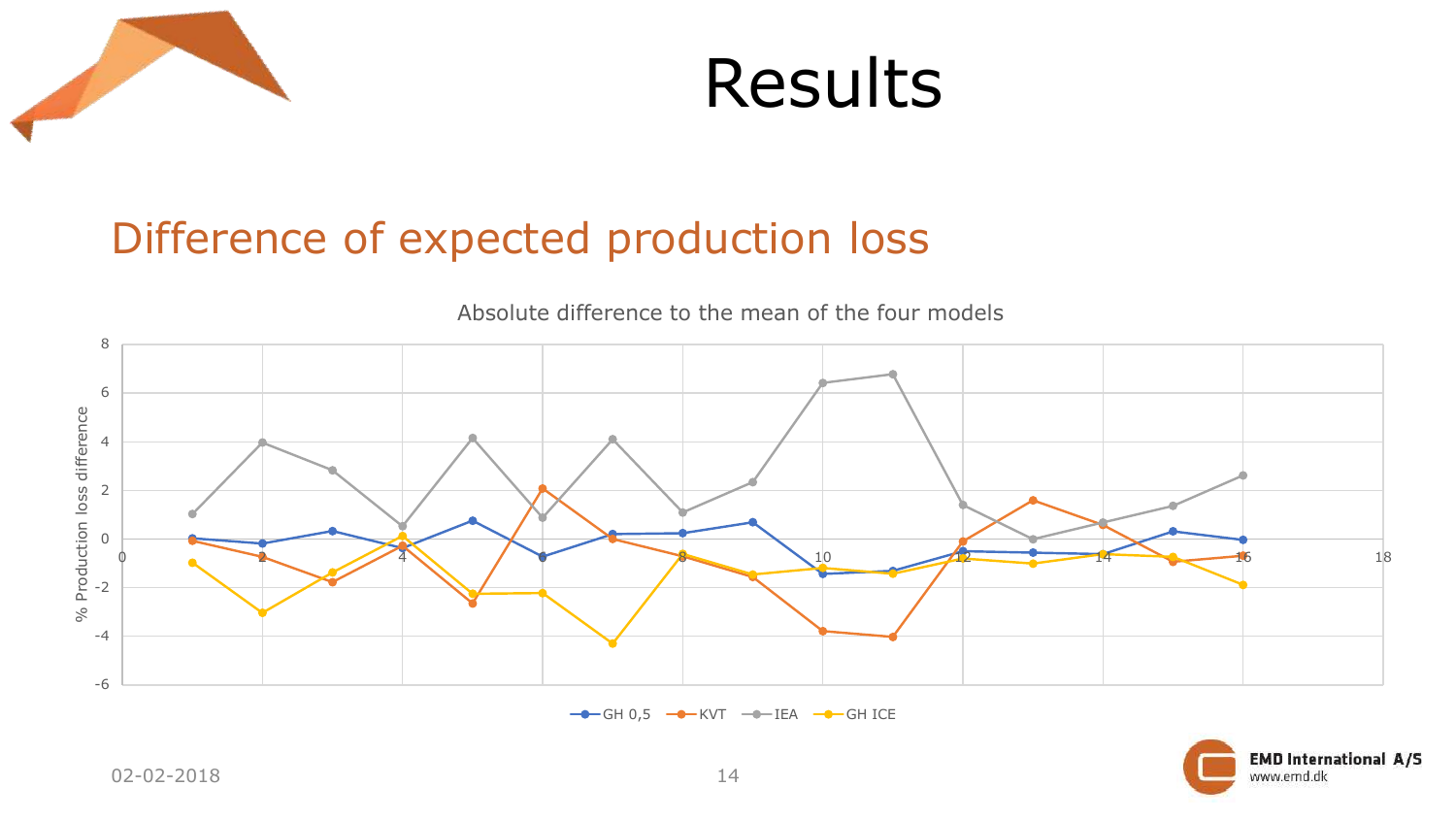# Results

## Difference of expected production loss

Absolute difference to the mean of the four models

% Production loss difference

GH 0,5 — KVT — IEA — GH ICE

02-02-2018

EMD International A/S
www.emd.dk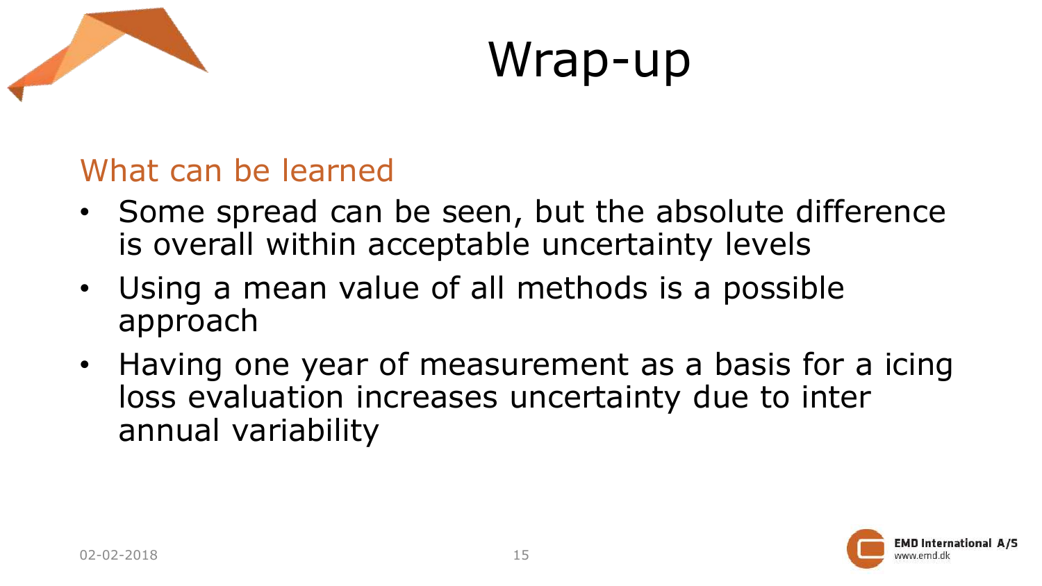# Wrap-up

## What can be learned

- Some spread can be seen, but the absolute difference is overall within acceptable uncertainty levels
- Using a mean value of all methods is a possible approach
- Having one year of measurement as a basis for a icing loss evaluation increases uncertainty due to inter annual variability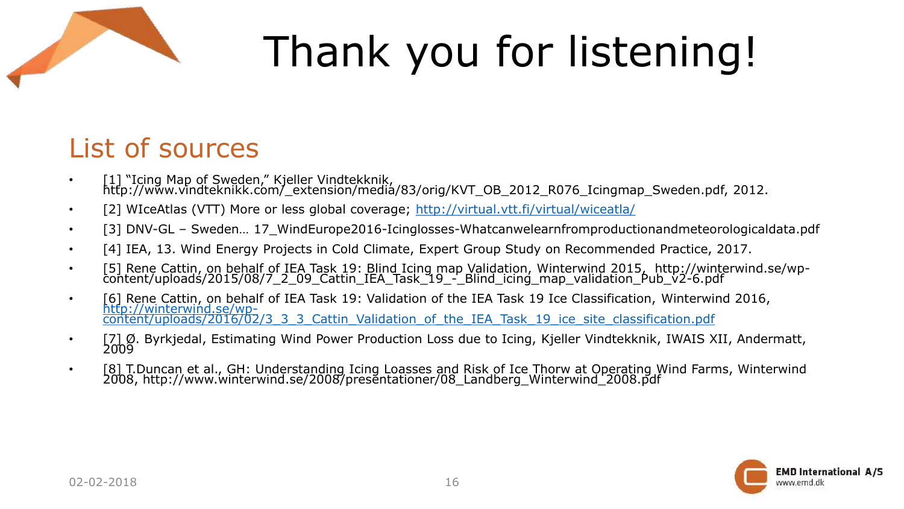# Thank you for listening!

## List of sources

- [1] "Icing Map of Sweden," Kjeller Vindtekknik, http://www.vindteknikk.com/_extension/media/83/orig/KVT_OB_2012_R076_Icingmap_Sweden.pdf, 2012.
- [2] WIceAtlas (VTT) More or less global coverage; http://virtual.vtt.fi/virtual/wiceatla/
- [3] DNV-GL – Sweden… 17_WindEurope2016-Icinglosses-Whatcanwelearnfromproductionandmeteorologicaldata.pdf
- [4] IEA, 13. Wind Energy Projects in Cold Climate, Expert Group Study on Recommended Practice, 2017.
- [5] Rene Cattin, on behalf of IEA Task 19: Blind Icing map Validation, Winterwind 2015, http://winterwind.se/wp-content/uploads/2015/08/7_2_09_Cattin_IEA_Task_19_-_Blind_icing_map_validation_Pub_v2-6.pdf
- [6] Rene Cattin, on behalf of IEA Task 19: Validation of the IEA Task 19 Ice Classification, Winterwind 2016, http://winterwind.se/wp-content/uploads/2016/02/3_3_3_Cattin_Validation_of_the_IEA_Task_19_ice_site_classification.pdf
- [7] Ø. Byrkjedal, Estimating Wind Power Production Loss due to Icing, Kjeller Vindtekknik, IWAIS XII, Andermatt, 2009
- [8] T.Duncan et al., GH: Understanding Icing Loasses and Risk of Ice Thorw at Operating Wind Farms, Winterwind 2008, http://www.winterwind.se/2008/presentationer/08_Landberg_Winterwind_2008.pdf

02-02-2018

EMD International A/S
www.emd.dk